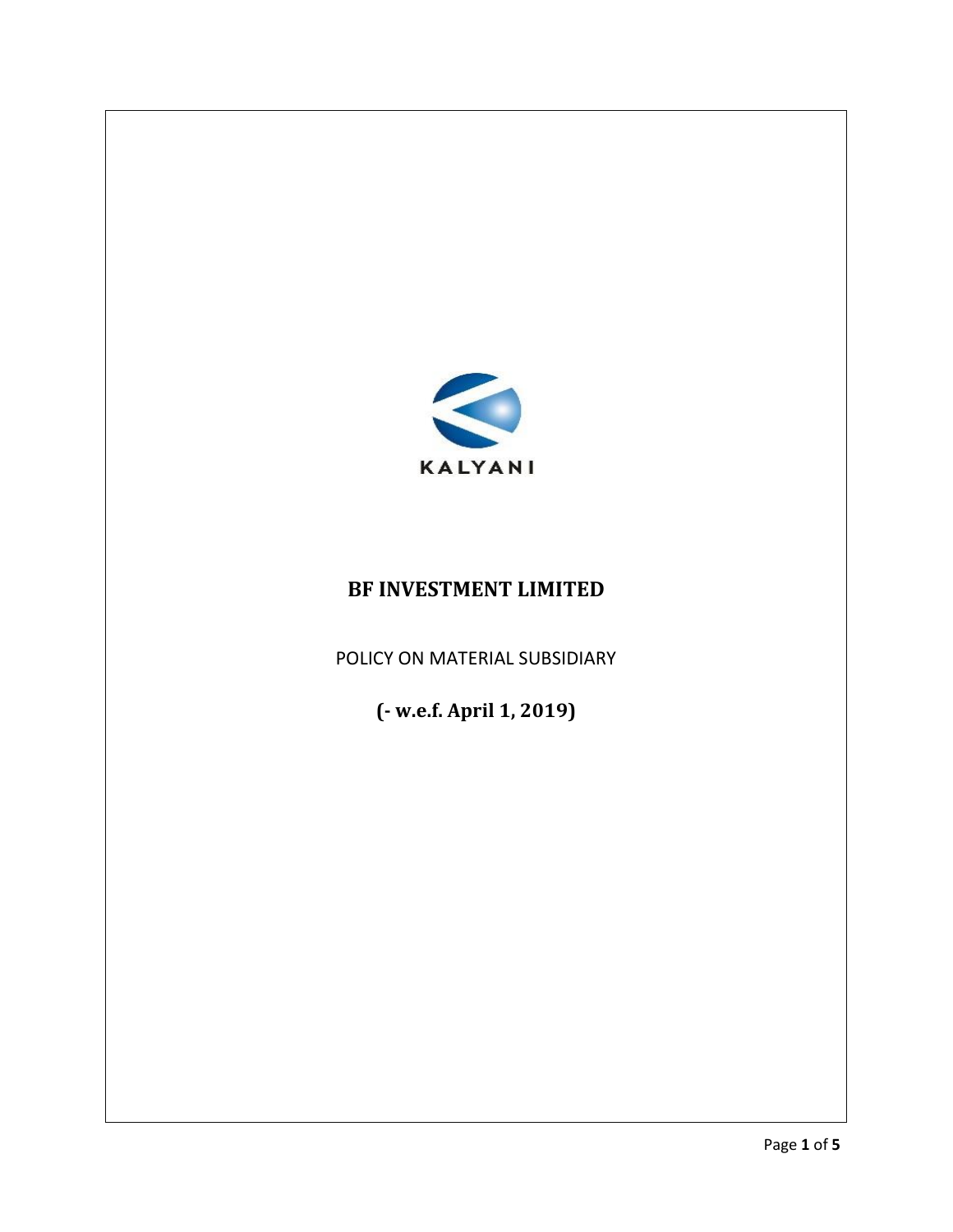KALYANI

# BF INVESTMENT LIMITED

POLICY ON MATERIAL SUBSIDIARY

**(- w.e.f. April 1, 2019)**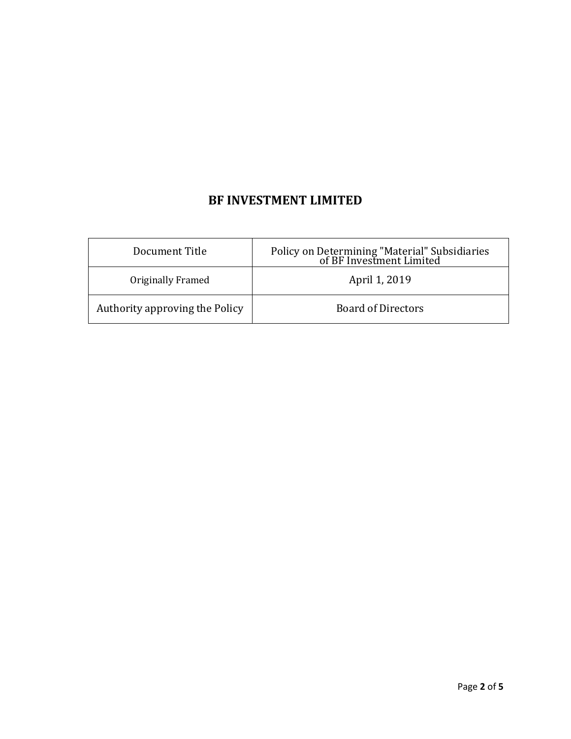# BF INVESTMENT LIMITED

| Document Title | Policy on Determining "Material" Subsidiaries of BF Investment Limited |
|---|---|
| Originally Framed | April 1, 2019 |
| Authority approving the Policy | Board of Directors |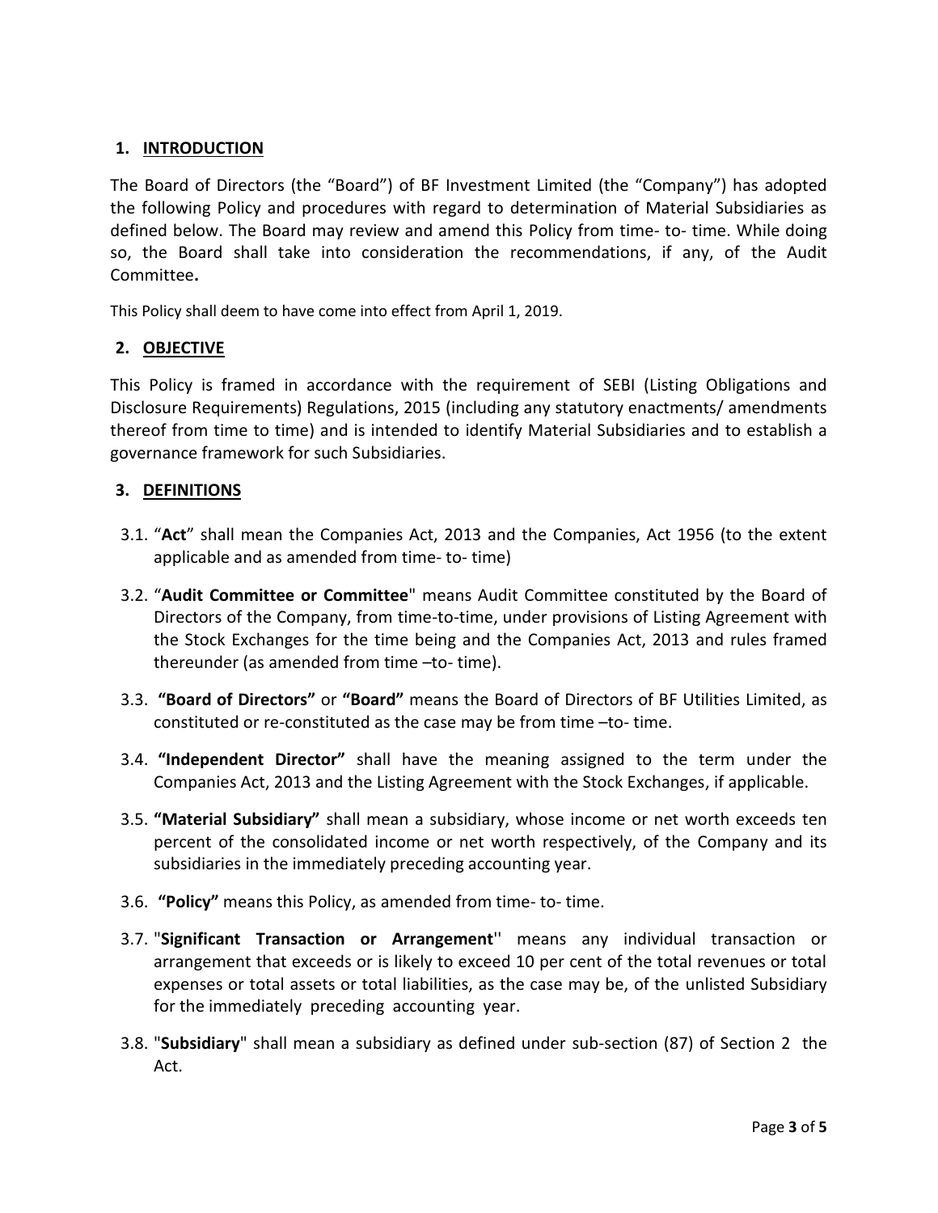## 1. INTRODUCTION

The Board of Directors (the "Board") of BF Investment Limited (the "Company") has adopted the following Policy and procedures with regard to determination of Material Subsidiaries as defined below. The Board may review and amend this Policy from time- to- time. While doing so, the Board shall take into consideration the recommendations, if any, of the Audit Committee**.**

This Policy shall deem to have come into effect from April 1, 2019.

## 2. OBJECTIVE

This Policy is framed in accordance with the requirement of SEBI (Listing Obligations and Disclosure Requirements) Regulations, 2015 (including any statutory enactments/ amendments thereof from time to time) and is intended to identify Material Subsidiaries and to establish a governance framework for such Subsidiaries.

## 3. DEFINITIONS

3.1. "**Act**" shall mean the Companies Act, 2013 and the Companies, Act 1956 (to the extent applicable and as amended from time- to- time)

3.2. "**Audit Committee or Committee**" means Audit Committee constituted by the Board of Directors of the Company, from time-to-time, under provisions of Listing Agreement with the Stock Exchanges for the time being and the Companies Act, 2013 and rules framed thereunder (as amended from time –to- time).

3.3. **"Board of Directors"** or **"Board"** means the Board of Directors of BF Utilities Limited, as constituted or re-constituted as the case may be from time –to- time.

3.4. **"Independent Director"** shall have the meaning assigned to the term under the Companies Act, 2013 and the Listing Agreement with the Stock Exchanges, if applicable.

3.5. **"Material Subsidiary"** shall mean a subsidiary, whose income or net worth exceeds ten percent of the consolidated income or net worth respectively, of the Company and its subsidiaries in the immediately preceding accounting year.

3.6. **"Policy"** means this Policy, as amended from time- to- time.

3.7. "**Significant Transaction or Arrangement**'' means any individual transaction or arrangement that exceeds or is likely to exceed 10 per cent of the total revenues or total expenses or total assets or total liabilities, as the case may be, of the unlisted Subsidiary for the immediately preceding accounting year.

3.8. "**Subsidiary**" shall mean a subsidiary as defined under sub-section (87) of Section 2 the Act.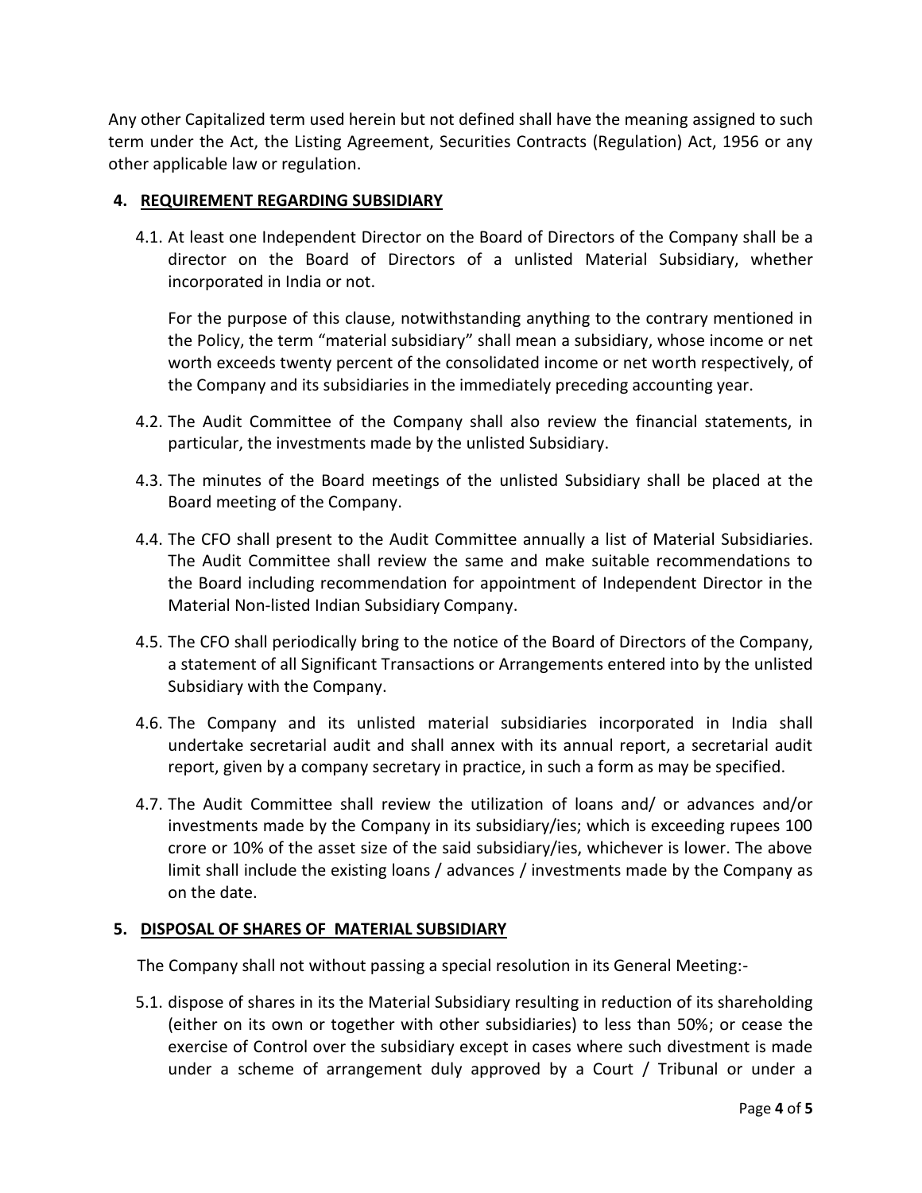Any other Capitalized term used herein but not defined shall have the meaning assigned to such term under the Act, the Listing Agreement, Securities Contracts (Regulation) Act, 1956 or any other applicable law or regulation.

## 4. REQUIREMENT REGARDING SUBSIDIARY

4.1. At least one Independent Director on the Board of Directors of the Company shall be a director on the Board of Directors of a unlisted Material Subsidiary, whether incorporated in India or not.

For the purpose of this clause, notwithstanding anything to the contrary mentioned in the Policy, the term "material subsidiary" shall mean a subsidiary, whose income or net worth exceeds twenty percent of the consolidated income or net worth respectively, of the Company and its subsidiaries in the immediately preceding accounting year.

4.2. The Audit Committee of the Company shall also review the financial statements, in particular, the investments made by the unlisted Subsidiary.

4.3. The minutes of the Board meetings of the unlisted Subsidiary shall be placed at the Board meeting of the Company.

4.4. The CFO shall present to the Audit Committee annually a list of Material Subsidiaries. The Audit Committee shall review the same and make suitable recommendations to the Board including recommendation for appointment of Independent Director in the Material Non-listed Indian Subsidiary Company.

4.5. The CFO shall periodically bring to the notice of the Board of Directors of the Company, a statement of all Significant Transactions or Arrangements entered into by the unlisted Subsidiary with the Company.

4.6. The Company and its unlisted material subsidiaries incorporated in India shall undertake secretarial audit and shall annex with its annual report, a secretarial audit report, given by a company secretary in practice, in such a form as may be specified.

4.7. The Audit Committee shall review the utilization of loans and/ or advances and/or investments made by the Company in its subsidiary/ies; which is exceeding rupees 100 crore or 10% of the asset size of the said subsidiary/ies, whichever is lower. The above limit shall include the existing loans / advances / investments made by the Company as on the date.

## 5. DISPOSAL OF SHARES OF MATERIAL SUBSIDIARY

The Company shall not without passing a special resolution in its General Meeting:-

5.1. dispose of shares in its the Material Subsidiary resulting in reduction of its shareholding (either on its own or together with other subsidiaries) to less than 50%; or cease the exercise of Control over the subsidiary except in cases where such divestment is made under a scheme of arrangement duly approved by a Court / Tribunal or under a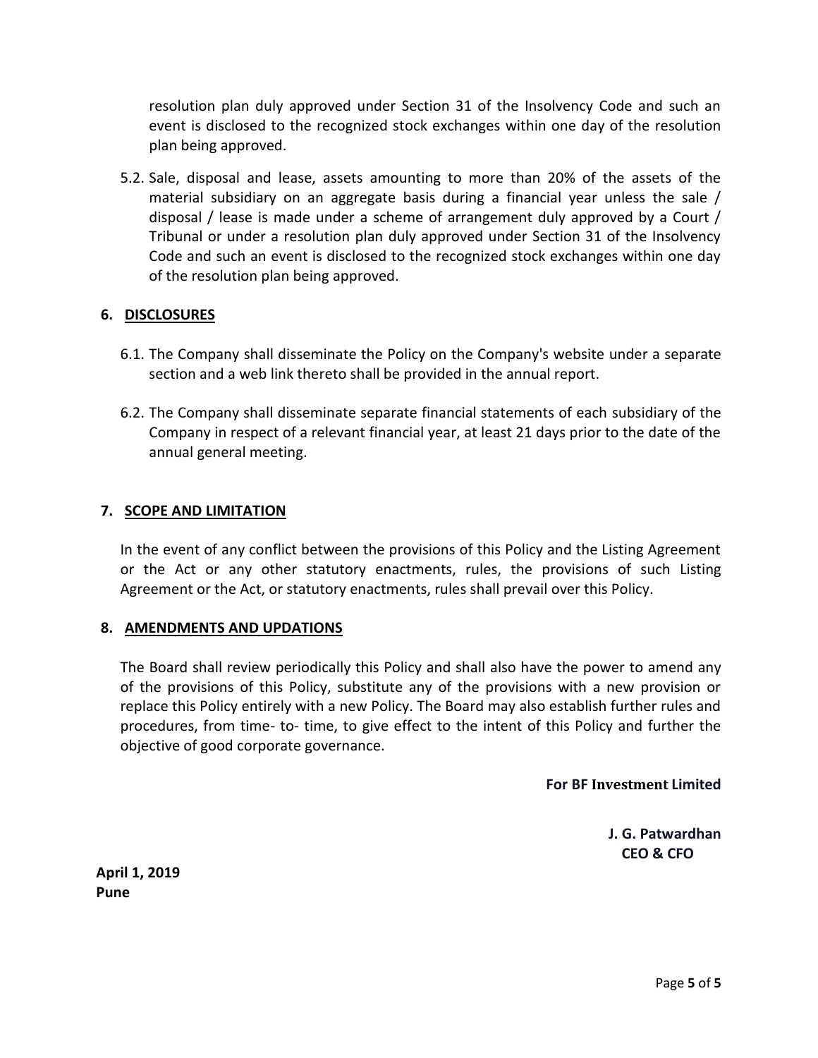resolution plan duly approved under Section 31 of the Insolvency Code and such an event is disclosed to the recognized stock exchanges within one day of the resolution plan being approved.

5.2. Sale, disposal and lease, assets amounting to more than 20% of the assets of the material subsidiary on an aggregate basis during a financial year unless the sale / disposal / lease is made under a scheme of arrangement duly approved by a Court / Tribunal or under a resolution plan duly approved under Section 31 of the Insolvency Code and such an event is disclosed to the recognized stock exchanges within one day of the resolution plan being approved.

## 6. DISCLOSURES

6.1. The Company shall disseminate the Policy on the Company's website under a separate section and a web link thereto shall be provided in the annual report.

6.2. The Company shall disseminate separate financial statements of each subsidiary of the Company in respect of a relevant financial year, at least 21 days prior to the date of the annual general meeting.

## 7. SCOPE AND LIMITATION

In the event of any conflict between the provisions of this Policy and the Listing Agreement or the Act or any other statutory enactments, rules, the provisions of such Listing Agreement or the Act, or statutory enactments, rules shall prevail over this Policy.

## 8. AMENDMENTS AND UPDATIONS

The Board shall review periodically this Policy and shall also have the power to amend any of the provisions of this Policy, substitute any of the provisions with a new provision or replace this Policy entirely with a new Policy. The Board may also establish further rules and procedures, from time- to- time, to give effect to the intent of this Policy and further the objective of good corporate governance.

**For BF Investment Limited**

**J. G. Patwardhan**
**CEO & CFO**

**April 1, 2019**
**Pune**